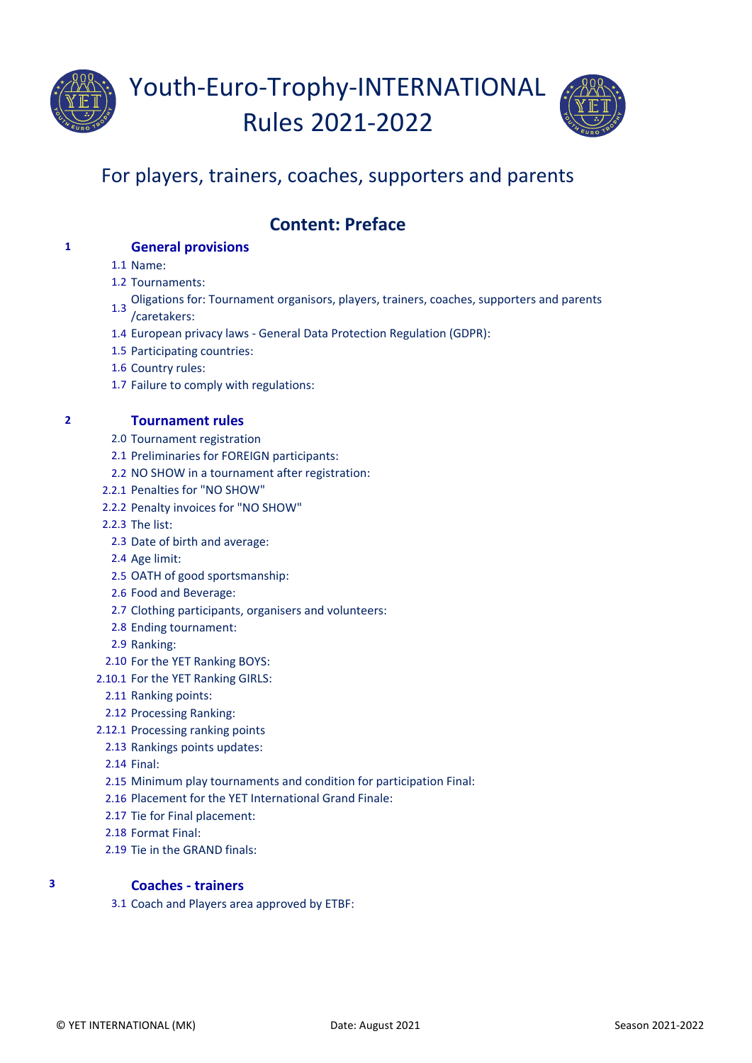# Youth-Euro-Trophy-INTERNATIONAL Rules 2021-2022

For players, trainers, coaches, supporters and parents

## Content: Preface

**1 General provisions**

- 1.1 Name:
- 1.2 Tournaments:
- 1.3 Oligations for: Tournament organisors, players, trainers, coaches, supporters and parents /caretakers:
- 1.4 European privacy laws - General Data Protection Regulation (GDPR):
- 1.5 Participating countries:
- 1.6 Country rules:
- 1.7 Failure to comply with regulations:

**2 Tournament rules**

- 2.0 Tournament registration
- 2.1 Preliminaries for FOREIGN participants:
- 2.2 NO SHOW in a tournament after registration:
- 2.2.1 Penalties for "NO SHOW"
- 2.2.2 Penalty invoices for "NO SHOW"
- 2.2.3 The list:
- 2.3 Date of birth and average:
- 2.4 Age limit:
- 2.5 OATH of good sportsmanship:
- 2.6 Food and Beverage:
- 2.7 Clothing participants, organisers and volunteers:
- 2.8 Ending tournament:
- 2.9 Ranking:
- 2.10 For the YET Ranking BOYS:
- 2.10.1 For the YET Ranking GIRLS:
- 2.11 Ranking points:
- 2.12 Processing Ranking:
- 2.12.1 Processing ranking points
- 2.13 Rankings points updates:
- 2.14 Final:
- 2.15 Minimum play tournaments and condition for participation Final:
- 2.16 Placement for the YET International Grand Finale:
- 2.17 Tie for Final placement:
- 2.18 Format Final:
- 2.19 Tie in the GRAND finals:

**3 Coaches - trainers**

- 3.1 Coach and Players area approved by ETBF: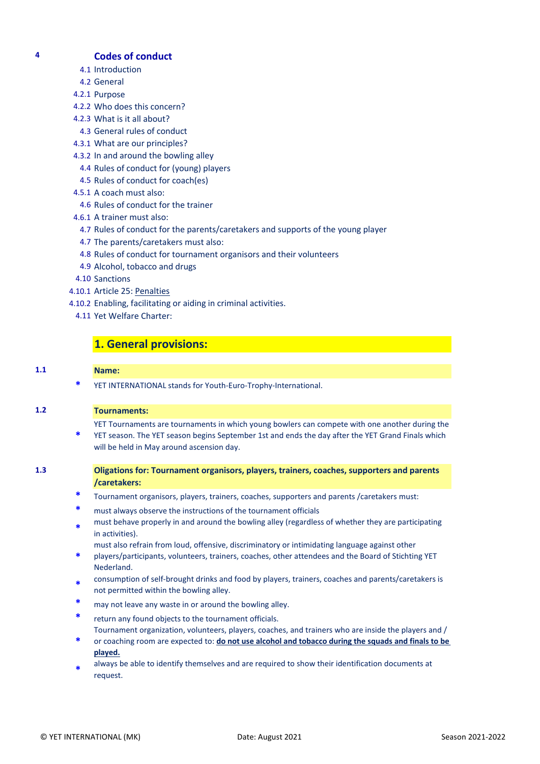## 4 Codes of conduct

- 4.1 Introduction
- 4.2 General
- 4.2.1 Purpose
- 4.2.2 Who does this concern?
- 4.2.3 What is it all about?
- 4.3 General rules of conduct
- 4.3.1 What are our principles?
- 4.3.2 In and around the bowling alley
- 4.4 Rules of conduct for (young) players
- 4.5 Rules of conduct for coach(es)
- 4.5.1 A coach must also:
- 4.6 Rules of conduct for the trainer
- 4.6.1 A trainer must also:
- 4.7 Rules of conduct for the parents/caretakers and supports of the young player
- 4.7 The parents/caretakers must also:
- 4.8 Rules of conduct for tournament organisors and their volunteers
- 4.9 Alcohol, tobacco and drugs
- 4.10 Sanctions
- 4.10.1 Article 25: Penalties
- 4.10.2 Enabling, facilitating or aiding in criminal activities.
- 4.11 Yet Welfare Charter:

# 1. General provisions:

### 1.1 Name:

- YET INTERNATIONAL stands for Youth-Euro-Trophy-International.

### 1.2 Tournaments:

- YET Tournaments are tournaments in which young bowlers can compete with one another during the YET season. The YET season begins September 1st and ends the day after the YET Grand Finals which will be held in May around ascension day.

### 1.3 Oligations for: Tournament organisors, players, trainers, coaches, supporters and parents /caretakers:

- Tournament organisors, players, trainers, coaches, supporters and parents /caretakers must:
- must always observe the instructions of the tournament officials
- must behave properly in and around the bowling alley (regardless of whether they are participating in activities).
- must also refrain from loud, offensive, discriminatory or intimidating language against other players/participants, volunteers, trainers, coaches, other attendees and the Board of Stichting YET Nederland.
- consumption of self-brought drinks and food by players, trainers, coaches and parents/caretakers is not permitted within the bowling alley.
- may not leave any waste in or around the bowling alley.
- return any found objects to the tournament officials.
- Tournament organization, volunteers, players, coaches, and trainers who are inside the players and / or coaching room are expected to: **do not use alcohol and tobacco during the squads and finals to be played.**
- always be able to identify themselves and are required to show their identification documents at request.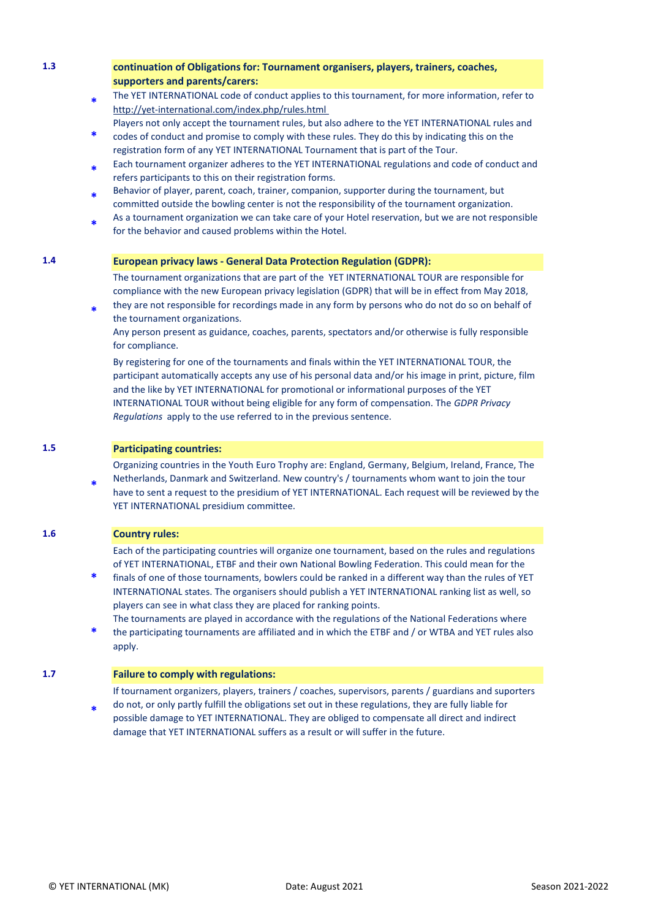## 1.3 continuation of Obligations for: Tournament organisers, players, trainers, coaches, supporters and parents/carers:

* The YET INTERNATIONAL code of conduct applies to this tournament, for more information, refer to http://yet-international.com/index.php/rules.html
* Players not only accept the tournament rules, but also adhere to the YET INTERNATIONAL rules and codes of conduct and promise to comply with these rules. They do this by indicating this on the registration form of any YET INTERNATIONAL Tournament that is part of the Tour.
* Each tournament organizer adheres to the YET INTERNATIONAL regulations and code of conduct and refers participants to this on their registration forms.
* Behavior of player, parent, coach, trainer, companion, supporter during the tournament, but committed outside the bowling center is not the responsibility of the tournament organization.
* As a tournament organization we can take care of your Hotel reservation, but we are not responsible for the behavior and caused problems within the Hotel.

## 1.4 European privacy laws - General Data Protection Regulation (GDPR):

* The tournament organizations that are part of the YET INTERNATIONAL TOUR are responsible for compliance with the new European privacy legislation (GDPR) that will be in effect from May 2018, they are not responsible for recordings made in any form by persons who do not do so on behalf of the tournament organizations.
  Any person present as guidance, coaches, parents, spectators and/or otherwise is fully responsible for compliance.

  By registering for one of the tournaments and finals within the YET INTERNATIONAL TOUR, the participant automatically accepts any use of his personal data and/or his image in print, picture, film and the like by YET INTERNATIONAL for promotional or informational purposes of the YET INTERNATIONAL TOUR without being eligible for any form of compensation. The *GDPR Privacy Regulations* apply to the use referred to in the previous sentence.

## 1.5 Participating countries:

* Organizing countries in the Youth Euro Trophy are: England, Germany, Belgium, Ireland, France, The Netherlands, Danmark and Switzerland. New country's / tournaments whom want to join the tour have to sent a request to the presidium of YET INTERNATIONAL. Each request will be reviewed by the YET INTERNATIONAL presidium committee.

## 1.6 Country rules:

* Each of the participating countries will organize one tournament, based on the rules and regulations of YET INTERNATIONAL, ETBF and their own National Bowling Federation. This could mean for the finals of one of those tournaments, bowlers could be ranked in a different way than the rules of YET INTERNATIONAL states. The organisers should publish a YET INTERNATIONAL ranking list as well, so players can see in what class they are placed for ranking points.
* The tournaments are played in accordance with the regulations of the National Federations where the participating tournaments are affiliated and in which the ETBF and / or WTBA and YET rules also apply.

## 1.7 Failure to comply with regulations:

* If tournament organizers, players, trainers / coaches, supervisors, parents / guardians and suporters do not, or only partly fulfill the obligations set out in these regulations, they are fully liable for possible damage to YET INTERNATIONAL. They are obliged to compensate all direct and indirect damage that YET INTERNATIONAL suffers as a result or will suffer in the future.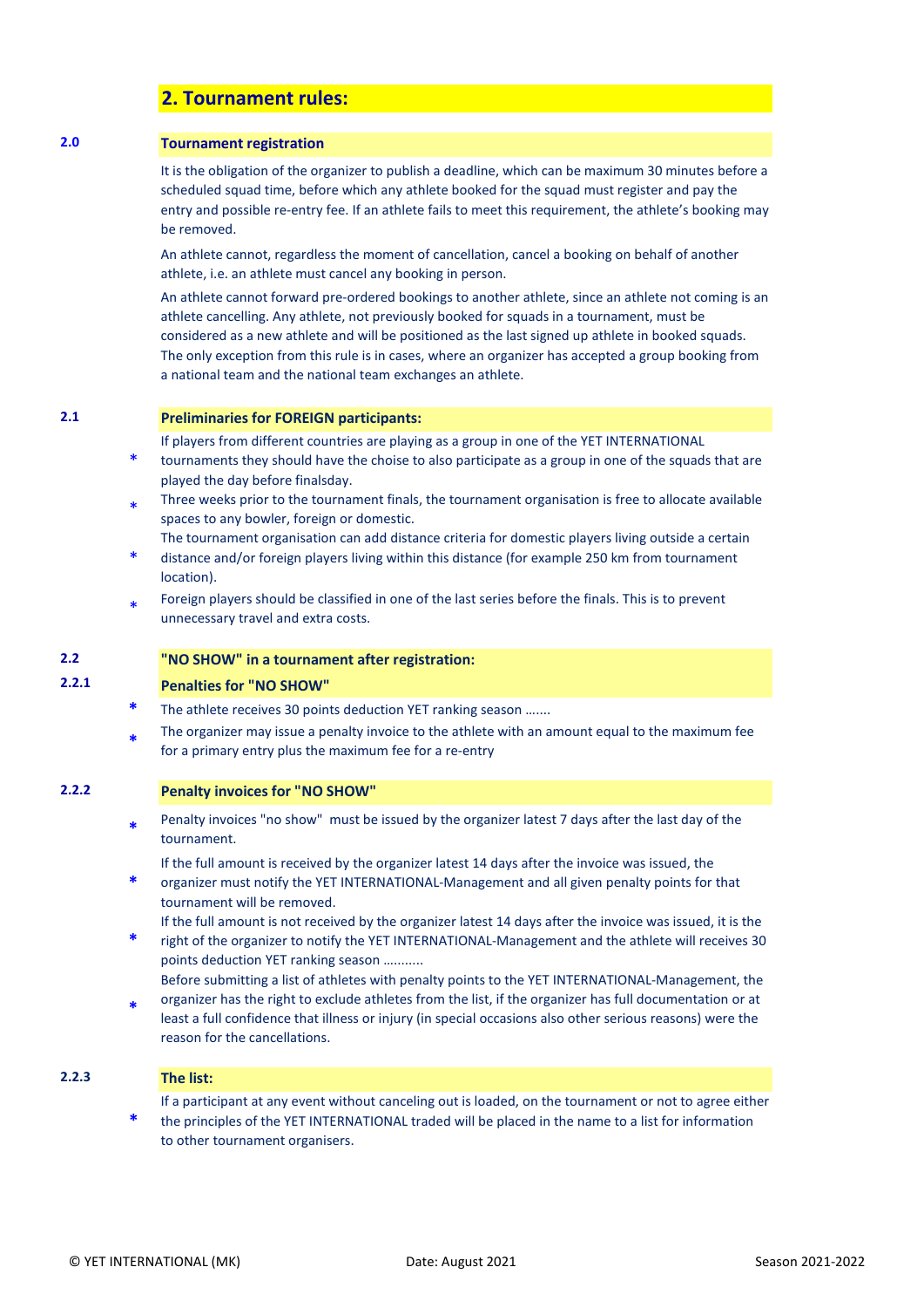## 2. Tournament rules:

### 2.0 Tournament registration

It is the obligation of the organizer to publish a deadline, which can be maximum 30 minutes before a scheduled squad time, before which any athlete booked for the squad must register and pay the entry and possible re-entry fee. If an athlete fails to meet this requirement, the athlete's booking may be removed.

An athlete cannot, regardless the moment of cancellation, cancel a booking on behalf of another athlete, i.e. an athlete must cancel any booking in person.

An athlete cannot forward pre-ordered bookings to another athlete, since an athlete not coming is an athlete cancelling. Any athlete, not previously booked for squads in a tournament, must be considered as a new athlete and will be positioned as the last signed up athlete in booked squads. The only exception from this rule is in cases, where an organizer has accepted a group booking from a national team and the national team exchanges an athlete.

### 2.1 Preliminaries for FOREIGN participants:

- If players from different countries are playing as a group in one of the YET INTERNATIONAL tournaments they should have the choise to also participate as a group in one of the squads that are played the day before finalsday.
- Three weeks prior to the tournament finals, the tournament organisation is free to allocate available spaces to any bowler, foreign or domestic.
- The tournament organisation can add distance criteria for domestic players living outside a certain distance and/or foreign players living within this distance (for example 250 km from tournament location).
- Foreign players should be classified in one of the last series before the finals. This is to prevent unnecessary travel and extra costs.

### 2.2 "NO SHOW" in a tournament after registration:

#### 2.2.1 Penalties for "NO SHOW"

- The athlete receives 30 points deduction YET ranking season .......
- The organizer may issue a penalty invoice to the athlete with an amount equal to the maximum fee for a primary entry plus the maximum fee for a re-entry

#### 2.2.2 Penalty invoices for "NO SHOW"

- Penalty invoices "no show" must be issued by the organizer latest 7 days after the last day of the tournament.
- If the full amount is received by the organizer latest 14 days after the invoice was issued, the organizer must notify the YET INTERNATIONAL-Management and all given penalty points for that tournament will be removed.
- If the full amount is not received by the organizer latest 14 days after the invoice was issued, it is the right of the organizer to notify the YET INTERNATIONAL-Management and the athlete will receives 30 points deduction YET ranking season ...........
- Before submitting a list of athletes with penalty points to the YET INTERNATIONAL-Management, the organizer has the right to exclude athletes from the list, if the organizer has full documentation or at least a full confidence that illness or injury (in special occasions also other serious reasons) were the reason for the cancellations.

#### 2.2.3 The list:

- If a participant at any event without canceling out is loaded, on the tournament or not to agree either the principles of the YET INTERNATIONAL traded will be placed in the name to a list for information to other tournament organisers.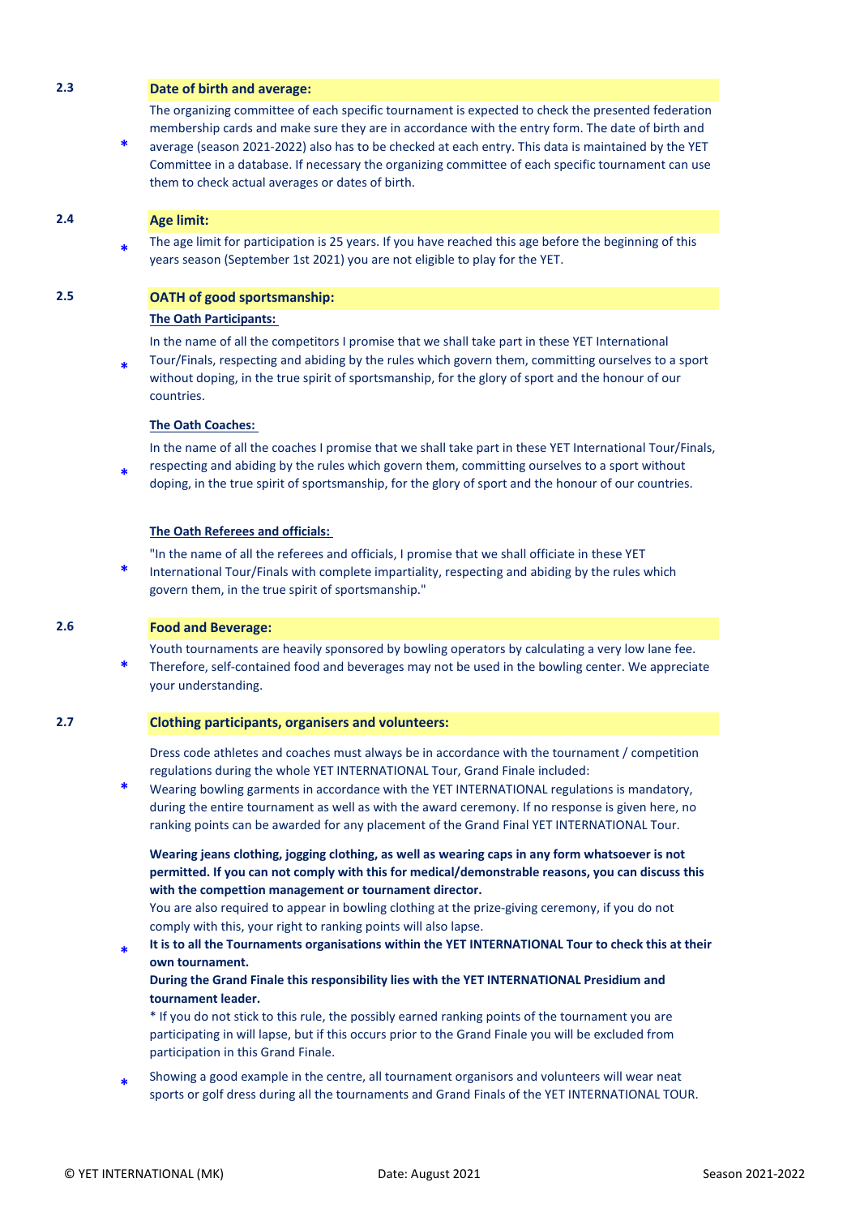### 2.3 Date of birth and average:

\* The organizing committee of each specific tournament is expected to check the presented federation membership cards and make sure they are in accordance with the entry form. The date of birth and average (season 2021-2022) also has to be checked at each entry. This data is maintained by the YET Committee in a database. If necessary the organizing committee of each specific tournament can use them to check actual averages or dates of birth.

### 2.4 Age limit:

\* The age limit for participation is 25 years. If you have reached this age before the beginning of this years season (September 1st 2021) you are not eligible to play for the YET.

### 2.5 OATH of good sportsmanship:

**The Oath Participants:**

\* In the name of all the competitors I promise that we shall take part in these YET International Tour/Finals, respecting and abiding by the rules which govern them, committing ourselves to a sport without doping, in the true spirit of sportsmanship, for the glory of sport and the honour of our countries.

**The Oath Coaches:**

\* In the name of all the coaches I promise that we shall take part in these YET International Tour/Finals, respecting and abiding by the rules which govern them, committing ourselves to a sport without doping, in the true spirit of sportsmanship, for the glory of sport and the honour of our countries.

**The Oath Referees and officials:**

\* "In the name of all the referees and officials, I promise that we shall officiate in these YET International Tour/Finals with complete impartiality, respecting and abiding by the rules which govern them, in the true spirit of sportsmanship."

### 2.6 Food and Beverage:

\* Youth tournaments are heavily sponsored by bowling operators by calculating a very low lane fee. Therefore, self-contained food and beverages may not be used in the bowling center. We appreciate your understanding.

### 2.7 Clothing participants, organisers and volunteers:

\* Dress code athletes and coaches must always be in accordance with the tournament / competition regulations during the whole YET INTERNATIONAL Tour, Grand Finale included:
Wearing bowling garments in accordance with the YET INTERNATIONAL regulations is mandatory, during the entire tournament as well as with the award ceremony. If no response is given here, no ranking points can be awarded for any placement of the Grand Final YET INTERNATIONAL Tour.

**Wearing jeans clothing, jogging clothing, as well as wearing caps in any form whatsoever is not permitted. If you can not comply with this for medical/demonstrable reasons, you can discuss this with the competion management or tournament director.**
You are also required to appear in bowling clothing at the prize-giving ceremony, if you do not comply with this, your right to ranking points will also lapse.

\* **It is to all the Tournaments organisations within the YET INTERNATIONAL Tour to check this at their own tournament.**
**During the Grand Finale this responsibility lies with the YET INTERNATIONAL Presidium and tournament leader.**
\* If you do not stick to this rule, the possibly earned ranking points of the tournament you are participating in will lapse, but if this occurs prior to the Grand Finale you will be excluded from participation in this Grand Finale.

\* Showing a good example in the centre, all tournament organisors and volunteers will wear neat sports or golf dress during all the tournaments and Grand Finals of the YET INTERNATIONAL TOUR.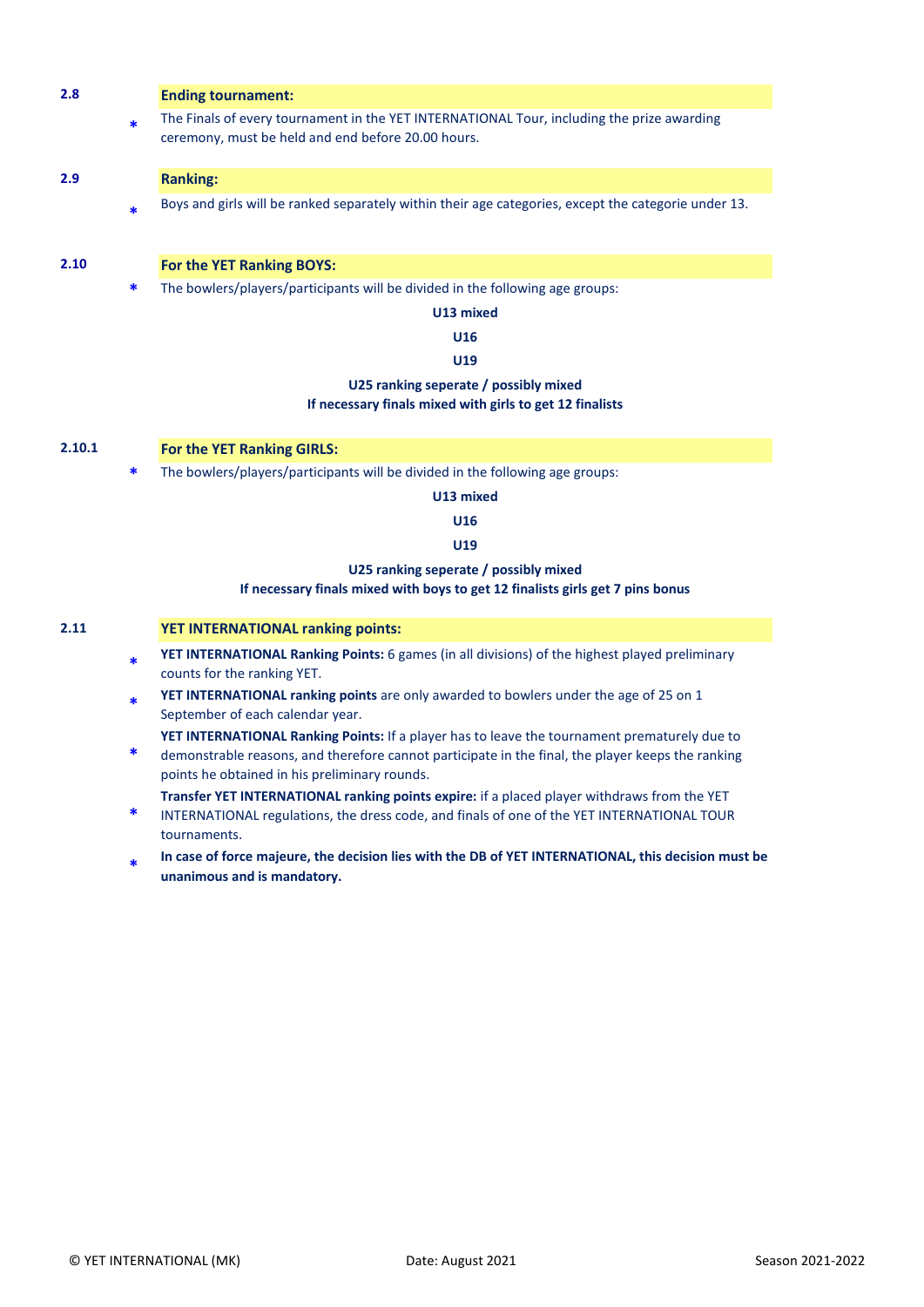## 2.8 Ending tournament:

* The Finals of every tournament in the YET INTERNATIONAL Tour, including the prize awarding ceremony, must be held and end before 20.00 hours.

## 2.9 Ranking:

* Boys and girls will be ranked separately within their age categories, except the categorie under 13.

## 2.10 For the YET Ranking BOYS:

* The bowlers/players/participants will be divided in the following age groups:

**U13 mixed**

**U16**

**U19**

**U25 ranking seperate / possibly mixed**
**If necessary finals mixed with girls to get 12 finalists**

## 2.10.1 For the YET Ranking GIRLS:

* The bowlers/players/participants will be divided in the following age groups:

**U13 mixed**

**U16**

**U19**

**U25 ranking seperate / possibly mixed**
**If necessary finals mixed with boys to get 12 finalists girls get 7 pins bonus**

## 2.11 YET INTERNATIONAL ranking points:

* **YET INTERNATIONAL Ranking Points:** 6 games (in all divisions) of the highest played preliminary counts for the ranking YET.
* **YET INTERNATIONAL ranking points** are only awarded to bowlers under the age of 25 on 1 September of each calendar year.
* **YET INTERNATIONAL Ranking Points:** If a player has to leave the tournament prematurely due to demonstrable reasons, and therefore cannot participate in the final, the player keeps the ranking points he obtained in his preliminary rounds.
* **Transfer YET INTERNATIONAL ranking points expire:** if a placed player withdraws from the YET INTERNATIONAL regulations, the dress code, and finals of one of the YET INTERNATIONAL TOUR tournaments.
* **In case of force majeure, the decision lies with the DB of YET INTERNATIONAL, this decision must be unanimous and is mandatory.**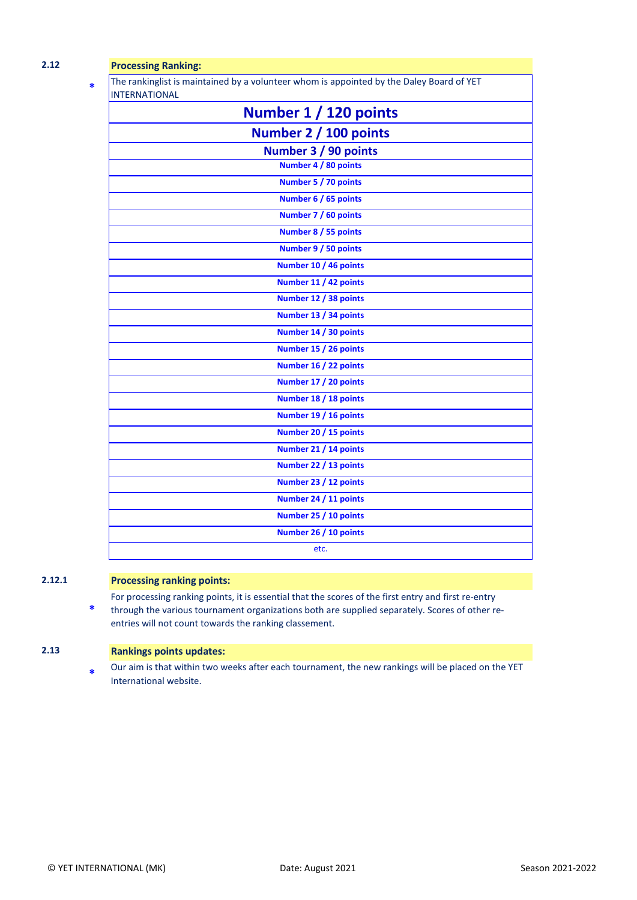**2.12** **Processing Ranking:**

\* The rankinglist is maintained by a volunteer whom is appointed by the Daley Board of YET INTERNATIONAL

| |
|---|
| **Number 1 / 120 points** |
| **Number 2 / 100 points** |
| **Number 3 / 90 points** |
| **Number 4 / 80 points** |
| **Number 5 / 70 points** |
| **Number 6 / 65 points** |
| **Number 7 / 60 points** |
| **Number 8 / 55 points** |
| **Number 9 / 50 points** |
| **Number 10 / 46 points** |
| **Number 11 / 42 points** |
| **Number 12 / 38 points** |
| **Number 13 / 34 points** |
| **Number 14 / 30 points** |
| **Number 15 / 26 points** |
| **Number 16 / 22 points** |
| **Number 17 / 20 points** |
| **Number 18 / 18 points** |
| **Number 19 / 16 points** |
| **Number 20 / 15 points** |
| **Number 21 / 14 points** |
| **Number 22 / 13 points** |
| **Number 23 / 12 points** |
| **Number 24 / 11 points** |
| **Number 25 / 10 points** |
| **Number 26 / 10 points** |
| etc. |

**2.12.1** **Processing ranking points:**

\* For processing ranking points, it is essential that the scores of the first entry and first re-entry through the various tournament organizations both are supplied separately. Scores of other re-entries will not count towards the ranking classement.

**2.13** **Rankings points updates:**

\* Our aim is that within two weeks after each tournament, the new rankings will be placed on the YET International website.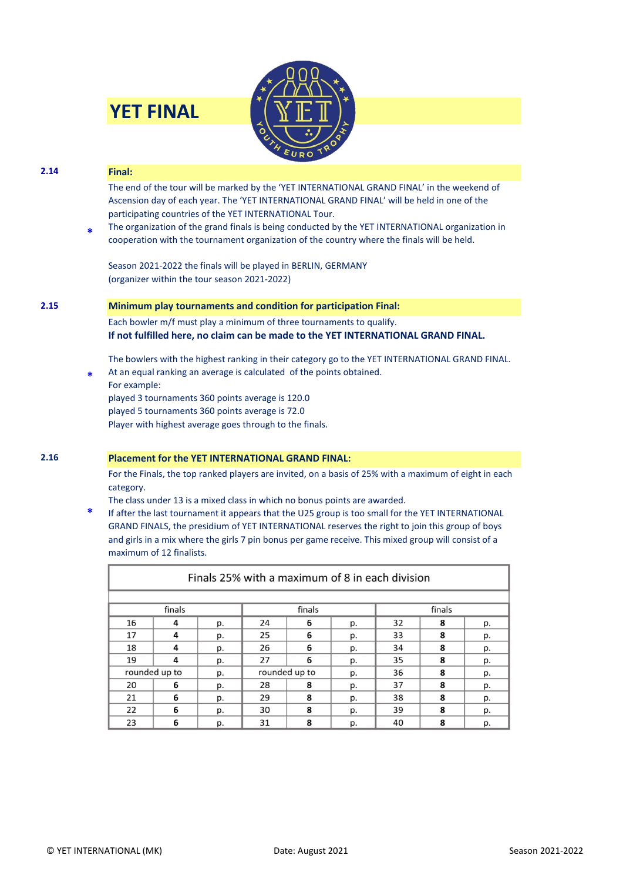# YET FINAL

**2.14** **Final:**

The end of the tour will be marked by the 'YET INTERNATIONAL GRAND FINAL' in the weekend of Ascension day of each year. The 'YET INTERNATIONAL GRAND FINAL' will be held in one of the participating countries of the YET INTERNATIONAL Tour.

\* The organization of the grand finals is being conducted by the YET INTERNATIONAL organization in cooperation with the tournament organization of the country where the finals will be held.

Season 2021-2022 the finals will be played in BERLIN, GERMANY
(organizer within the tour season 2021-2022)

**2.15** **Minimum play tournaments and condition for participation Final:**

Each bowler m/f must play a minimum of three tournaments to qualify.
**If not fulfilled here, no claim can be made to the YET INTERNATIONAL GRAND FINAL.**

The bowlers with the highest ranking in their category go to the YET INTERNATIONAL GRAND FINAL.
\* At an equal ranking an average is calculated of the points obtained.
For example:
played 3 tournaments 360 points average is 120.0
played 5 tournaments 360 points average is 72.0
Player with highest average goes through to the finals.

**2.16** **Placement for the YET INTERNATIONAL GRAND FINAL:**

For the Finals, the top ranked players are invited, on a basis of 25% with a maximum of eight in each category.
The class under 13 is a mixed class in which no bonus points are awarded.
\* If after the last tournament it appears that the U25 group is too small for the YET INTERNATIONAL GRAND FINALS, the presidium of YET INTERNATIONAL reserves the right to join this group of boys and girls in a mix where the girls 7 pin bonus per game receive. This mixed group will consist of a maximum of 12 finalists.

| Finals 25% with a maximum of 8 in each division | | | | | | | | |
|---|---|---|---|---|---|---|---|---|
| finals | | | finals | | | finals | | |
| 16 | **4** | p. | 24 | **6** | p. | 32 | **8** | p. |
| 17 | **4** | p. | 25 | **6** | p. | 33 | **8** | p. |
| 18 | **4** | p. | 26 | **6** | p. | 34 | **8** | p. |
| 19 | **4** | p. | 27 | **6** | p. | 35 | **8** | p. |
| rounded up to | | p. | rounded up to | | p. | 36 | **8** | p. |
| 20 | **6** | p. | 28 | **8** | p. | 37 | **8** | p. |
| 21 | **6** | p. | 29 | **8** | p. | 38 | **8** | p. |
| 22 | **6** | p. | 30 | **8** | p. | 39 | **8** | p. |
| 23 | **6** | p. | 31 | **8** | p. | 40 | **8** | p. |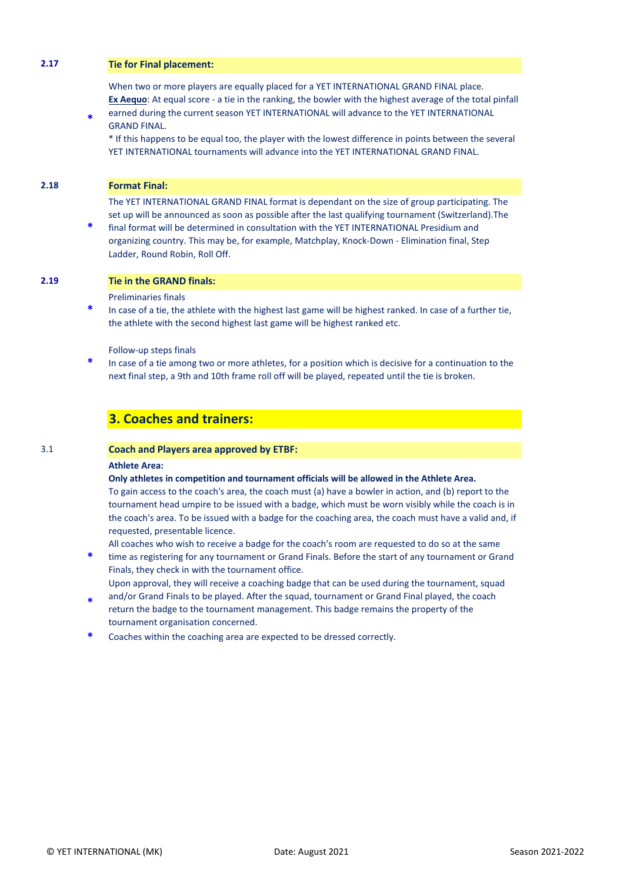**2.17 Tie for Final placement:**

When two or more players are equally placed for a YET INTERNATIONAL GRAND FINAL place.

\* **Ex Aequo**: At equal score - a tie in the ranking, the bowler with the highest average of the total pinfall earned during the current season YET INTERNATIONAL will advance to the YET INTERNATIONAL GRAND FINAL.

\* If this happens to be equal too, the player with the lowest difference in points between the several YET INTERNATIONAL tournaments will advance into the YET INTERNATIONAL GRAND FINAL.

**2.18 Format Final:**

\* The YET INTERNATIONAL GRAND FINAL format is dependant on the size of group participating. The set up will be announced as soon as possible after the last qualifying tournament (Switzerland).The final format will be determined in consultation with the YET INTERNATIONAL Presidium and organizing country. This may be, for example, Matchplay, Knock-Down - Elimination final, Step Ladder, Round Robin, Roll Off.

**2.19 Tie in the GRAND finals:**

Preliminaries finals

\* In case of a tie, the athlete with the highest last game will be highest ranked. In case of a further tie, the athlete with the second highest last game will be highest ranked etc.

Follow-up steps finals

\* In case of a tie among two or more athletes, for a position which is decisive for a continuation to the next final step, a 9th and 10th frame roll off will be played, repeated until the tie is broken.

## 3. Coaches and trainers:

**3.1 Coach and Players area approved by ETBF:**

**Athlete Area:**

**Only athletes in competition and tournament officials will be allowed in the Athlete Area.**

To gain access to the coach's area, the coach must (a) have a bowler in action, and (b) report to the tournament head umpire to be issued with a badge, which must be worn visibly while the coach is in the coach's area. To be issued with a badge for the coaching area, the coach must have a valid and, if requested, presentable licence.

\* All coaches who wish to receive a badge for the coach's room are requested to do so at the same time as registering for any tournament or Grand Finals. Before the start of any tournament or Grand Finals, they check in with the tournament office.

\* Upon approval, they will receive a coaching badge that can be used during the tournament, squad and/or Grand Finals to be played. After the squad, tournament or Grand Final played, the coach return the badge to the tournament management. This badge remains the property of the tournament organisation concerned.

\* Coaches within the coaching area are expected to be dressed correctly.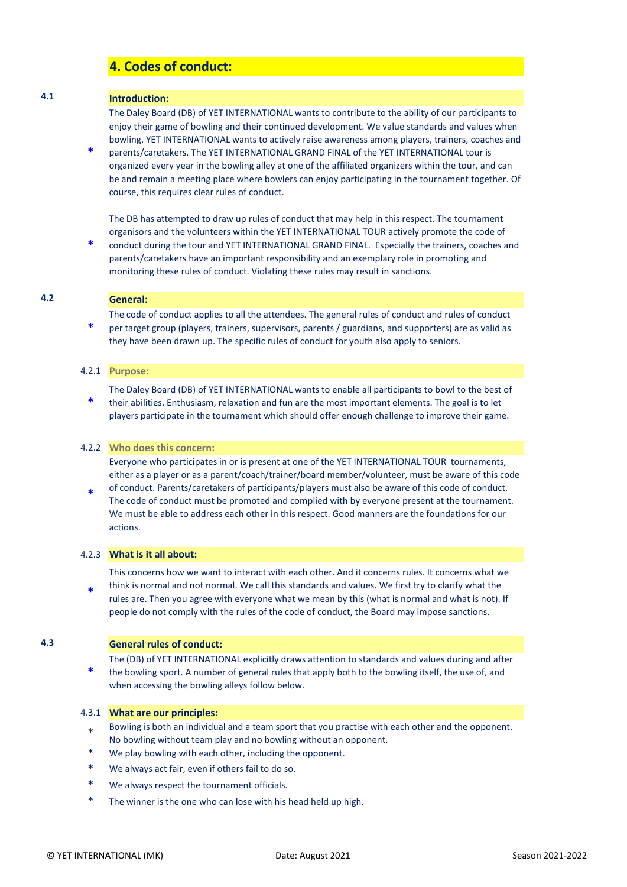## 4. Codes of conduct:

### 4.1 Introduction:

* The Daley Board (DB) of YET INTERNATIONAL wants to contribute to the ability of our participants to enjoy their game of bowling and their continued development. We value standards and values when bowling. YET INTERNATIONAL wants to actively raise awareness among players, trainers, coaches and parents/caretakers. The YET INTERNATIONAL GRAND FINAL of the YET INTERNATIONAL tour is organized every year in the bowling alley at one of the affiliated organizers within the tour, and can be and remain a meeting place where bowlers can enjoy participating in the tournament together. Of course, this requires clear rules of conduct.

* The DB has attempted to draw up rules of conduct that may help in this respect. The tournament organisors and the volunteers within the YET INTERNATIONAL TOUR actively promote the code of conduct during the tour and YET INTERNATIONAL GRAND FINAL. Especially the trainers, coaches and parents/caretakers have an important responsibility and an exemplary role in promoting and monitoring these rules of conduct. Violating these rules may result in sanctions.

### 4.2 General:

* The code of conduct applies to all the attendees. The general rules of conduct and rules of conduct per target group (players, trainers, supervisors, parents / guardians, and supporters) are as valid as they have been drawn up. The specific rules of conduct for youth also apply to seniors.

#### 4.2.1 Purpose:

* The Daley Board (DB) of YET INTERNATIONAL wants to enable all participants to bowl to the best of their abilities. Enthusiasm, relaxation and fun are the most important elements. The goal is to let players participate in the tournament which should offer enough challenge to improve their game.

#### 4.2.2 Who does this concern:

* Everyone who participates in or is present at one of the YET INTERNATIONAL TOUR tournaments, either as a player or as a parent/coach/trainer/board member/volunteer, must be aware of this code of conduct. Parents/caretakers of participants/players must also be aware of this code of conduct. The code of conduct must be promoted and complied with by everyone present at the tournament. We must be able to address each other in this respect. Good manners are the foundations for our actions.

#### 4.2.3 What is it all about:

* This concerns how we want to interact with each other. And it concerns rules. It concerns what we think is normal and not normal. We call this standards and values. We first try to clarify what the rules are. Then you agree with everyone what we mean by this (what is normal and what is not). If people do not comply with the rules of the code of conduct, the Board may impose sanctions.

### 4.3 General rules of conduct:

* The (DB) of YET INTERNATIONAL explicitly draws attention to standards and values during and after the bowling sport. A number of general rules that apply both to the bowling itself, the use of, and when accessing the bowling alleys follow below.

#### 4.3.1 What are our principles:

* Bowling is both an individual and a team sport that you practise with each other and the opponent. No bowling without team play and no bowling without an opponent.
* We play bowling with each other, including the opponent.
* We always act fair, even if others fail to do so.
* We always respect the tournament officials.
* The winner is the one who can lose with his head held up high.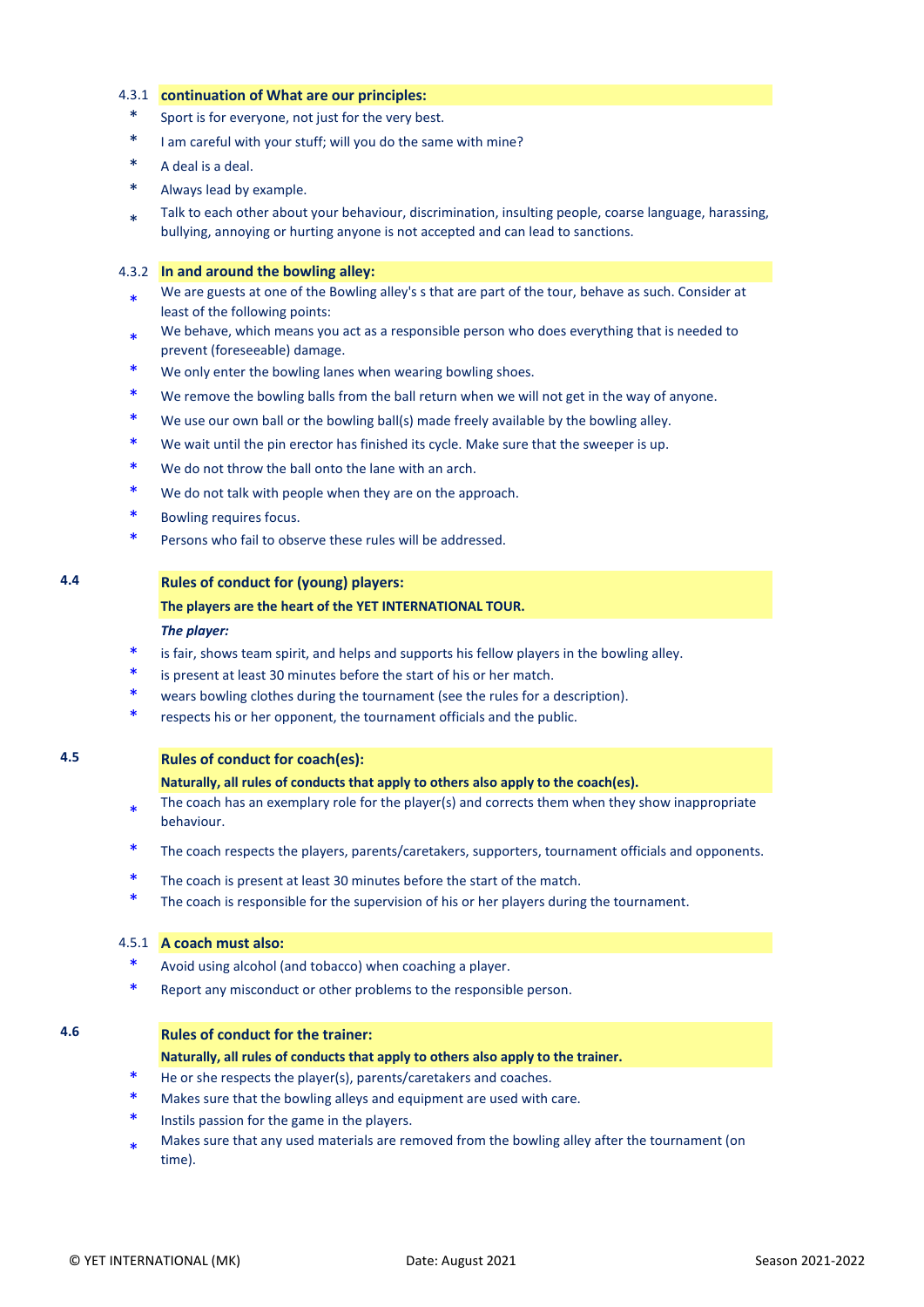### 4.3.1 continuation of What are our principles:

* Sport is for everyone, not just for the very best.
* I am careful with your stuff; will you do the same with mine?
* A deal is a deal.
* Always lead by example.
* Talk to each other about your behaviour, discrimination, insulting people, coarse language, harassing, bullying, annoying or hurting anyone is not accepted and can lead to sanctions.

### 4.3.2 In and around the bowling alley:

* We are guests at one of the Bowling alley's s that are part of the tour, behave as such. Consider at least of the following points:
* We behave, which means you act as a responsible person who does everything that is needed to prevent (foreseeable) damage.
* We only enter the bowling lanes when wearing bowling shoes.
* We remove the bowling balls from the ball return when we will not get in the way of anyone.
* We use our own ball or the bowling ball(s) made freely available by the bowling alley.
* We wait until the pin erector has finished its cycle. Make sure that the sweeper is up.
* We do not throw the ball onto the lane with an arch.
* We do not talk with people when they are on the approach.
* Bowling requires focus.
* Persons who fail to observe these rules will be addressed.

## 4.4 Rules of conduct for (young) players:

**The players are the heart of the YET INTERNATIONAL TOUR.**

***The player:***

* is fair, shows team spirit, and helps and supports his fellow players in the bowling alley.
* is present at least 30 minutes before the start of his or her match.
* wears bowling clothes during the tournament (see the rules for a description).
* respects his or her opponent, the tournament officials and the public.

## 4.5 Rules of conduct for coach(es):

**Naturally, all rules of conducts that apply to others also apply to the coach(es).**

* The coach has an exemplary role for the player(s) and corrects them when they show inappropriate behaviour.
* The coach respects the players, parents/caretakers, supporters, tournament officials and opponents.
* The coach is present at least 30 minutes before the start of the match.
* The coach is responsible for the supervision of his or her players during the tournament.

### 4.5.1 A coach must also:

* Avoid using alcohol (and tobacco) when coaching a player.
* Report any misconduct or other problems to the responsible person.

## 4.6 Rules of conduct for the trainer:

**Naturally, all rules of conducts that apply to others also apply to the trainer.**

* He or she respects the player(s), parents/caretakers and coaches.
* Makes sure that the bowling alleys and equipment are used with care.
* Instils passion for the game in the players.
* Makes sure that any used materials are removed from the bowling alley after the tournament (on time).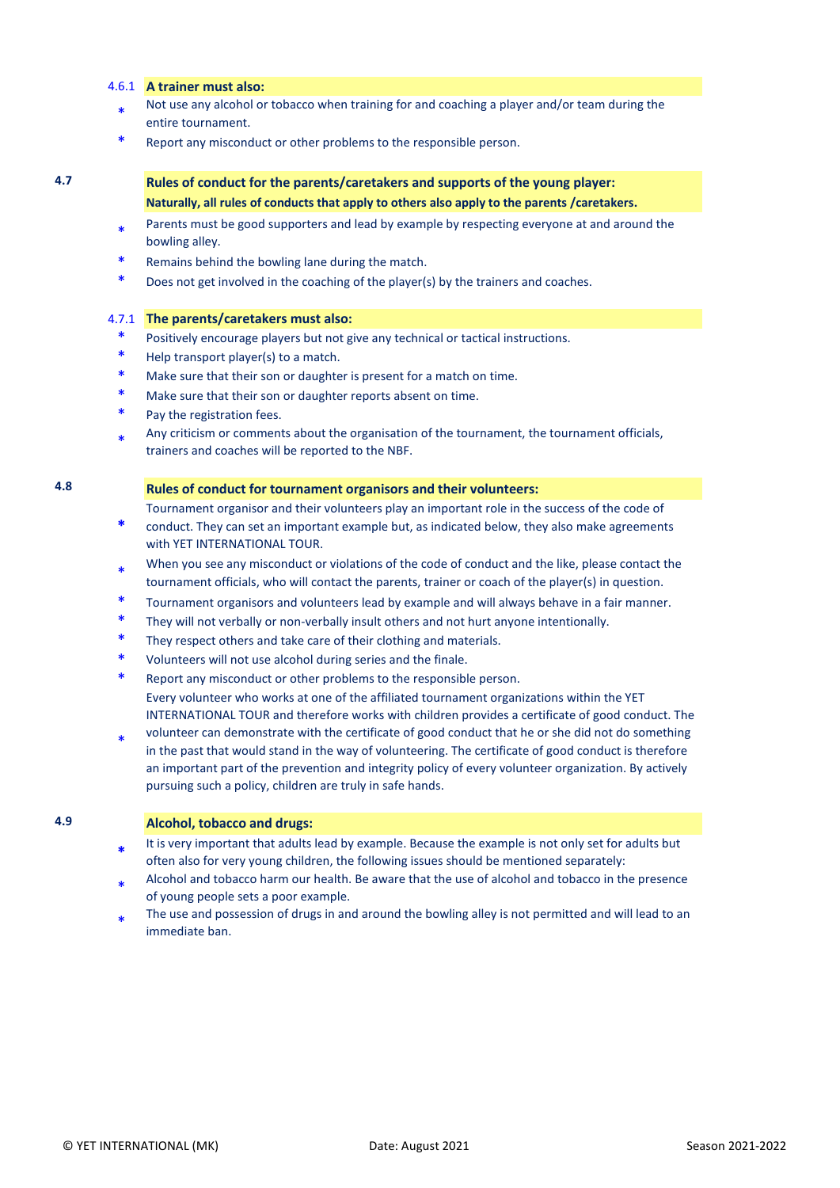### 4.6.1 A trainer must also:

- Not use any alcohol or tobacco when training for and coaching a player and/or team during the entire tournament.
- Report any misconduct or other problems to the responsible person.

## 4.7 Rules of conduct for the parents/caretakers and supports of the young player:

**Naturally, all rules of conducts that apply to others also apply to the parents /caretakers.**

- Parents must be good supporters and lead by example by respecting everyone at and around the bowling alley.
- Remains behind the bowling lane during the match.
- Does not get involved in the coaching of the player(s) by the trainers and coaches.

### 4.7.1 The parents/caretakers must also:

- Positively encourage players but not give any technical or tactical instructions.
- Help transport player(s) to a match.
- Make sure that their son or daughter is present for a match on time.
- Make sure that their son or daughter reports absent on time.
- Pay the registration fees.
- Any criticism or comments about the organisation of the tournament, the tournament officials, trainers and coaches will be reported to the NBF.

## 4.8 Rules of conduct for tournament organisors and their volunteers:

- Tournament organisor and their volunteers play an important role in the success of the code of conduct. They can set an important example but, as indicated below, they also make agreements with YET INTERNATIONAL TOUR.
- When you see any misconduct or violations of the code of conduct and the like, please contact the tournament officials, who will contact the parents, trainer or coach of the player(s) in question.
- Tournament organisors and volunteers lead by example and will always behave in a fair manner.
- They will not verbally or non-verbally insult others and not hurt anyone intentionally.
- They respect others and take care of their clothing and materials.
- Volunteers will not use alcohol during series and the finale.
- Report any misconduct or other problems to the responsible person.
- Every volunteer who works at one of the affiliated tournament organizations within the YET INTERNATIONAL TOUR and therefore works with children provides a certificate of good conduct. The volunteer can demonstrate with the certificate of good conduct that he or she did not do something in the past that would stand in the way of volunteering. The certificate of good conduct is therefore an important part of the prevention and integrity policy of every volunteer organization. By actively pursuing such a policy, children are truly in safe hands.

## 4.9 Alcohol, tobacco and drugs:

- It is very important that adults lead by example. Because the example is not only set for adults but often also for very young children, the following issues should be mentioned separately:
- Alcohol and tobacco harm our health. Be aware that the use of alcohol and tobacco in the presence of young people sets a poor example.
- The use and possession of drugs in and around the bowling alley is not permitted and will lead to an immediate ban.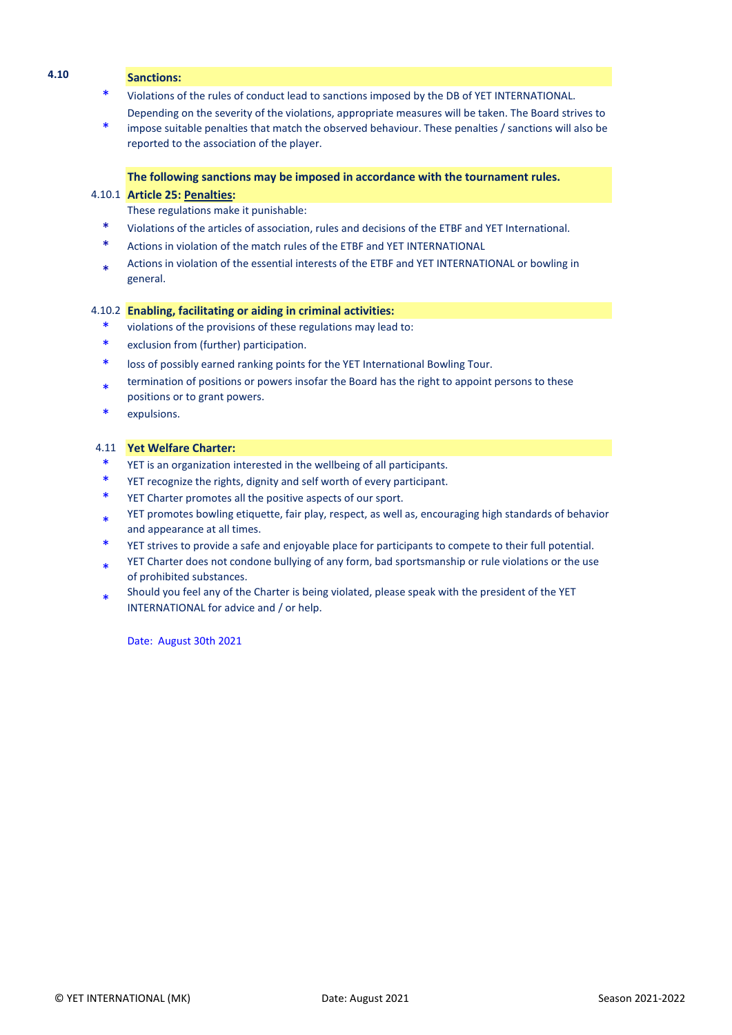## 4.10 Sanctions:

- Violations of the rules of conduct lead to sanctions imposed by the DB of YET INTERNATIONAL.
- Depending on the severity of the violations, appropriate measures will be taken. The Board strives to impose suitable penalties that match the observed behaviour. These penalties / sanctions will also be reported to the association of the player.

**The following sanctions may be imposed in accordance with the tournament rules.**

### 4.10.1 Article 25: Penalties:

These regulations make it punishable:

- Violations of the articles of association, rules and decisions of the ETBF and YET International.
- Actions in violation of the match rules of the ETBF and YET INTERNATIONAL
- Actions in violation of the essential interests of the ETBF and YET INTERNATIONAL or bowling in general.

### 4.10.2 Enabling, facilitating or aiding in criminal activities:

- violations of the provisions of these regulations may lead to:
- exclusion from (further) participation.
- loss of possibly earned ranking points for the YET International Bowling Tour.
- termination of positions or powers insofar the Board has the right to appoint persons to these positions or to grant powers.
- expulsions.

## 4.11 Yet Welfare Charter:

- YET is an organization interested in the wellbeing of all participants.
- YET recognize the rights, dignity and self worth of every participant.
- YET Charter promotes all the positive aspects of our sport.
- YET promotes bowling etiquette, fair play, respect, as well as, encouraging high standards of behavior and appearance at all times.
- YET strives to provide a safe and enjoyable place for participants to compete to their full potential.
- YET Charter does not condone bullying of any form, bad sportsmanship or rule violations or the use of prohibited substances.
- Should you feel any of the Charter is being violated, please speak with the president of the YET INTERNATIONAL for advice and / or help.

Date: August 30th 2021